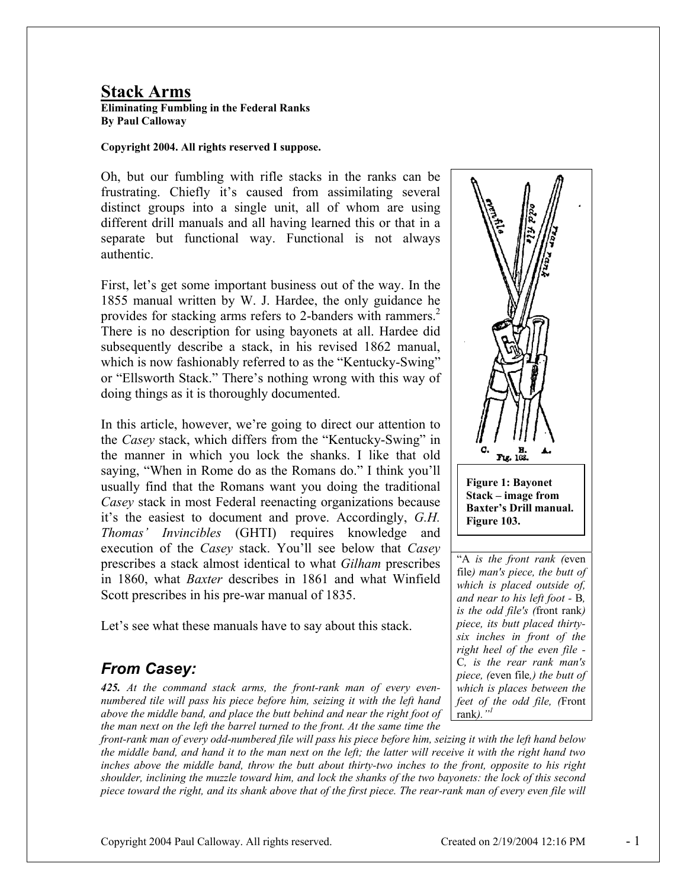# Stack Arms

**Eliminating Fumbling in the Federal Ranks**
**By Paul Calloway**

**Copyright 2004. All rights reserved I suppose.**

Oh, but our fumbling with rifle stacks in the ranks can be frustrating. Chiefly it's caused from assimilating several distinct groups into a single unit, all of whom are using different drill manuals and all having learned this or that in a separate but functional way. Functional is not always authentic.

First, let's get some important business out of the way. In the 1855 manual written by W. J. Hardee, the only guidance he provides for stacking arms refers to 2-banders with rammers.[2] There is no description for using bayonets at all. Hardee did subsequently describe a stack, in his revised 1862 manual, which is now fashionably referred to as the "Kentucky-Swing" or "Ellsworth Stack." There's nothing wrong with this way of doing things as it is thoroughly documented.

In this article, however, we're going to direct our attention to the *Casey* stack, which differs from the "Kentucky-Swing" in the manner in which you lock the shanks. I like that old saying, "When in Rome do as the Romans do." I think you'll usually find that the Romans want you doing the traditional *Casey* stack in most Federal reenacting organizations because it's the easiest to document and prove. Accordingly, *G.H. Thomas' Invincibles* (GHTI) requires knowledge and execution of the *Casey* stack. You'll see below that *Casey* prescribes a stack almost identical to what *Gilham* prescribes in 1860, what *Baxter* describes in 1861 and what Winfield Scott prescribes in his pre-war manual of 1835.

Let's see what these manuals have to say about this stack.

**Figure 1: Bayonet Stack – image from Baxter's Drill manual. Figure 103.**

"A *is the front rank (*even file*) man's piece, the butt of which is placed outside of, and near to his left foot -* B*, is the odd file's (*front rank*) piece, its butt placed thirty-six inches in front of the right heel of the even file -* C*, is the rear rank man's piece, (*even file*,) the butt of which is places between the feet of the odd file, (*Front rank*)."*[1]

## *From Casey:*

***425.*** *At the command stack arms, the front-rank man of every even-numbered tile will pass his piece before him, seizing it with the left hand above the middle band, and place the butt behind and near the right foot of the man next on the left the barrel turned to the front. At the same time the front-rank man of every odd-numbered file will pass his piece before him, seizing it with the left hand below the middle band, and hand it to the man next on the left; the latter will receive it with the right hand two inches above the middle band, throw the butt about thirty-two inches to the front, opposite to his right shoulder, inclining the muzzle toward him, and lock the shanks of the two bayonets: the lock of this second piece toward the right, and its shank above that of the first piece. The rear-rank man of every even file will*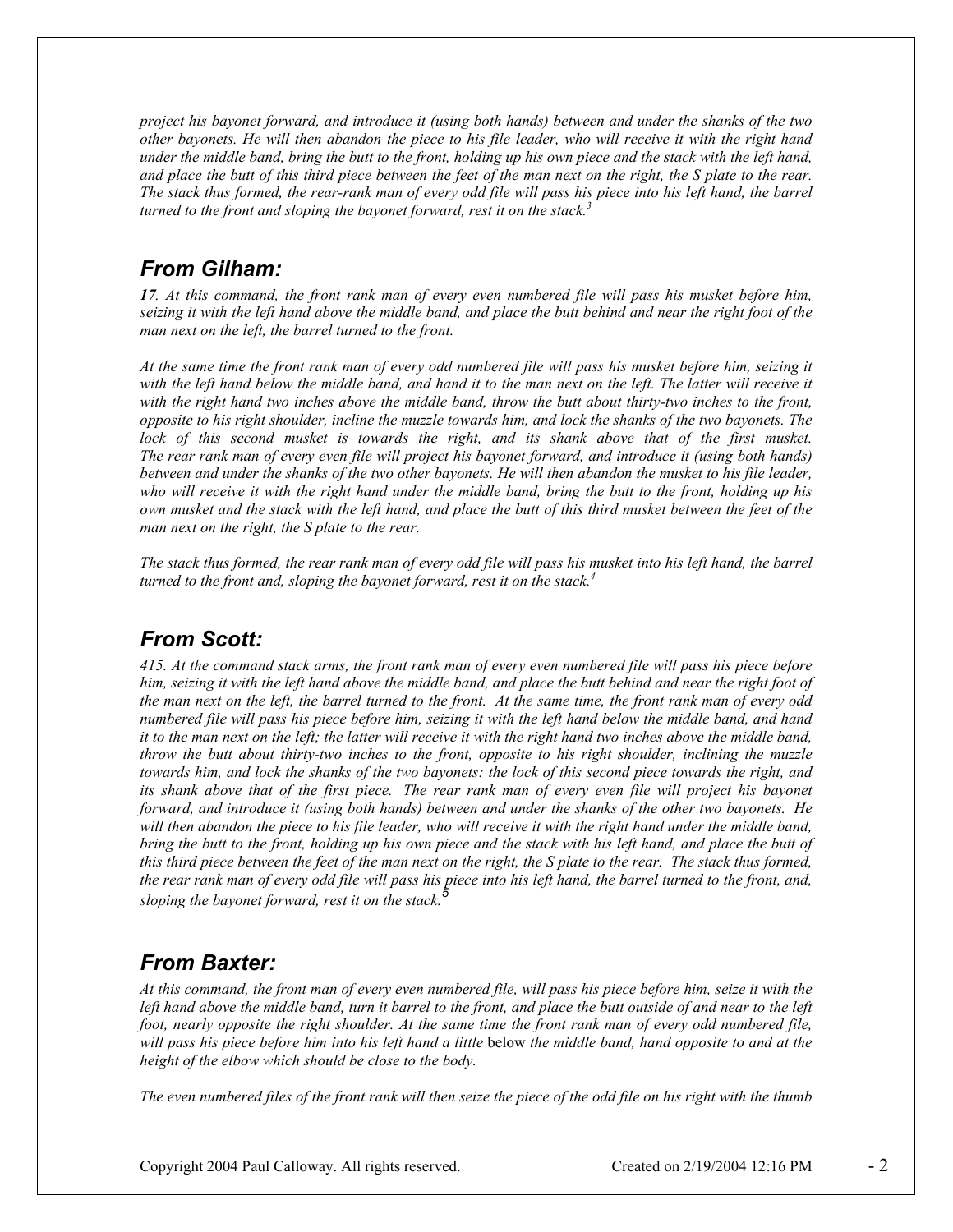*project his bayonet forward, and introduce it (using both hands) between and under the shanks of the two other bayonets. He will then abandon the piece to his file leader, who will receive it with the right hand under the middle band, bring the butt to the front, holding up his own piece and the stack with the left hand, and place the butt of this third piece between the feet of the man next on the right, the S plate to the rear. The stack thus formed, the rear-rank man of every odd file will pass his piece into his left hand, the barrel turned to the front and sloping the bayonet forward, rest it on the stack.*[3]

## From Gilham:

***17****. At this command, the front rank man of every even numbered file will pass his musket before him, seizing it with the left hand above the middle band, and place the butt behind and near the right foot of the man next on the left, the barrel turned to the front.*

*At the same time the front rank man of every odd numbered file will pass his musket before him, seizing it with the left hand below the middle band, and hand it to the man next on the left. The latter will receive it with the right hand two inches above the middle band, throw the butt about thirty-two inches to the front, opposite to his right shoulder, incline the muzzle towards him, and lock the shanks of the two bayonets. The lock of this second musket is towards the right, and its shank above that of the first musket. The rear rank man of every even file will project his bayonet forward, and introduce it (using both hands) between and under the shanks of the two other bayonets. He will then abandon the musket to his file leader, who will receive it with the right hand under the middle band, bring the butt to the front, holding up his own musket and the stack with the left hand, and place the butt of this third musket between the feet of the man next on the right, the S plate to the rear.*

*The stack thus formed, the rear rank man of every odd file will pass his musket into his left hand, the barrel turned to the front and, sloping the bayonet forward, rest it on the stack.*[4]

## From Scott:

*415. At the command stack arms, the front rank man of every even numbered file will pass his piece before him, seizing it with the left hand above the middle band, and place the butt behind and near the right foot of the man next on the left, the barrel turned to the front. At the same time, the front rank man of every odd numbered file will pass his piece before him, seizing it with the left hand below the middle band, and hand it to the man next on the left; the latter will receive it with the right hand two inches above the middle band, throw the butt about thirty-two inches to the front, opposite to his right shoulder, inclining the muzzle towards him, and lock the shanks of the two bayonets: the lock of this second piece towards the right, and its shank above that of the first piece. The rear rank man of every even file will project his bayonet forward, and introduce it (using both hands) between and under the shanks of the other two bayonets. He will then abandon the piece to his file leader, who will receive it with the right hand under the middle band, bring the butt to the front, holding up his own piece and the stack with his left hand, and place the butt of this third piece between the feet of the man next on the right, the S plate to the rear. The stack thus formed, the rear rank man of every odd file will pass his piece into his left hand, the barrel turned to the front, and, sloping the bayonet forward, rest it on the stack.*[5]

## From Baxter:

*At this command, the front man of every even numbered file, will pass his piece before him, seize it with the left hand above the middle band, turn it barrel to the front, and place the butt outside of and near to the left foot, nearly opposite the right shoulder. At the same time the front rank man of every odd numbered file, will pass his piece before him into his left hand a little* below *the middle band, hand opposite to and at the height of the elbow which should be close to the body.*

*The even numbered files of the front rank will then seize the piece of the odd file on his right with the thumb*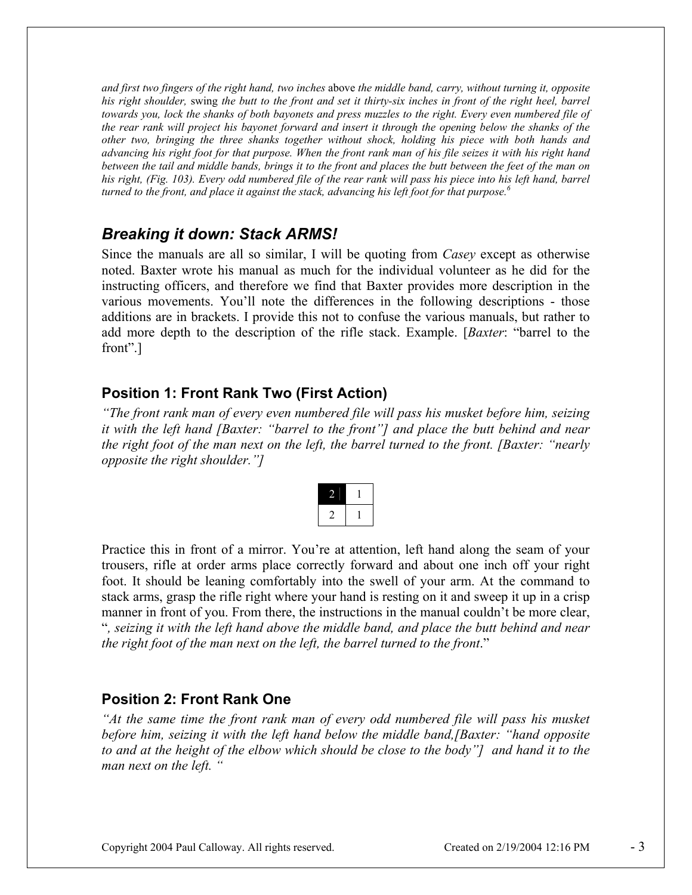*and first two fingers of the right hand, two inches* above *the middle band, carry, without turning it, opposite his right shoulder,* swing *the butt to the front and set it thirty-six inches in front of the right heel, barrel towards you, lock the shanks of both bayonets and press muzzles to the right. Every even numbered file of the rear rank will project his bayonet forward and insert it through the opening below the shanks of the other two, bringing the three shanks together without shock, holding his piece with both hands and advancing his right foot for that purpose. When the front rank man of his file seizes it with his right hand between the tail and middle bands, brings it to the front and places the butt between the feet of the man on his right, (Fig. 103). Every odd numbered file of the rear rank will pass his piece into his left hand, barrel turned to the front, and place it against the stack, advancing his left foot for that purpose.*[6]

## *Breaking it down: Stack ARMS!*

Since the manuals are all so similar, I will be quoting from *Casey* except as otherwise noted. Baxter wrote his manual as much for the individual volunteer as he did for the instructing officers, and therefore we find that Baxter provides more description in the various movements. You'll note the differences in the following descriptions - those additions are in brackets. I provide this not to confuse the various manuals, but rather to add more depth to the description of the rifle stack. Example. [*Baxter*: "barrel to the front".]

### Position 1: Front Rank Two (First Action)

*"The front rank man of every even numbered file will pass his musket before him, seizing it with the left hand [Baxter: "barrel to the front"] and place the butt behind and near the right foot of the man next on the left, the barrel turned to the front. [Baxter: "nearly opposite the right shoulder."]*

| 2 | 1 |
|---|---|
| 2 | 1 |

Practice this in front of a mirror. You're at attention, left hand along the seam of your trousers, rifle at order arms place correctly forward and about one inch off your right foot. It should be leaning comfortably into the swell of your arm. At the command to stack arms, grasp the rifle right where your hand is resting on it and sweep it up in a crisp manner in front of you. From there, the instructions in the manual couldn't be more clear, "*, seizing it with the left hand above the middle band, and place the butt behind and near the right foot of the man next on the left, the barrel turned to the front*."

### Position 2: Front Rank One

*"At the same time the front rank man of every odd numbered file will pass his musket before him, seizing it with the left hand below the middle band,[Baxter: "hand opposite to and at the height of the elbow which should be close to the body"] and hand it to the man next on the left. "*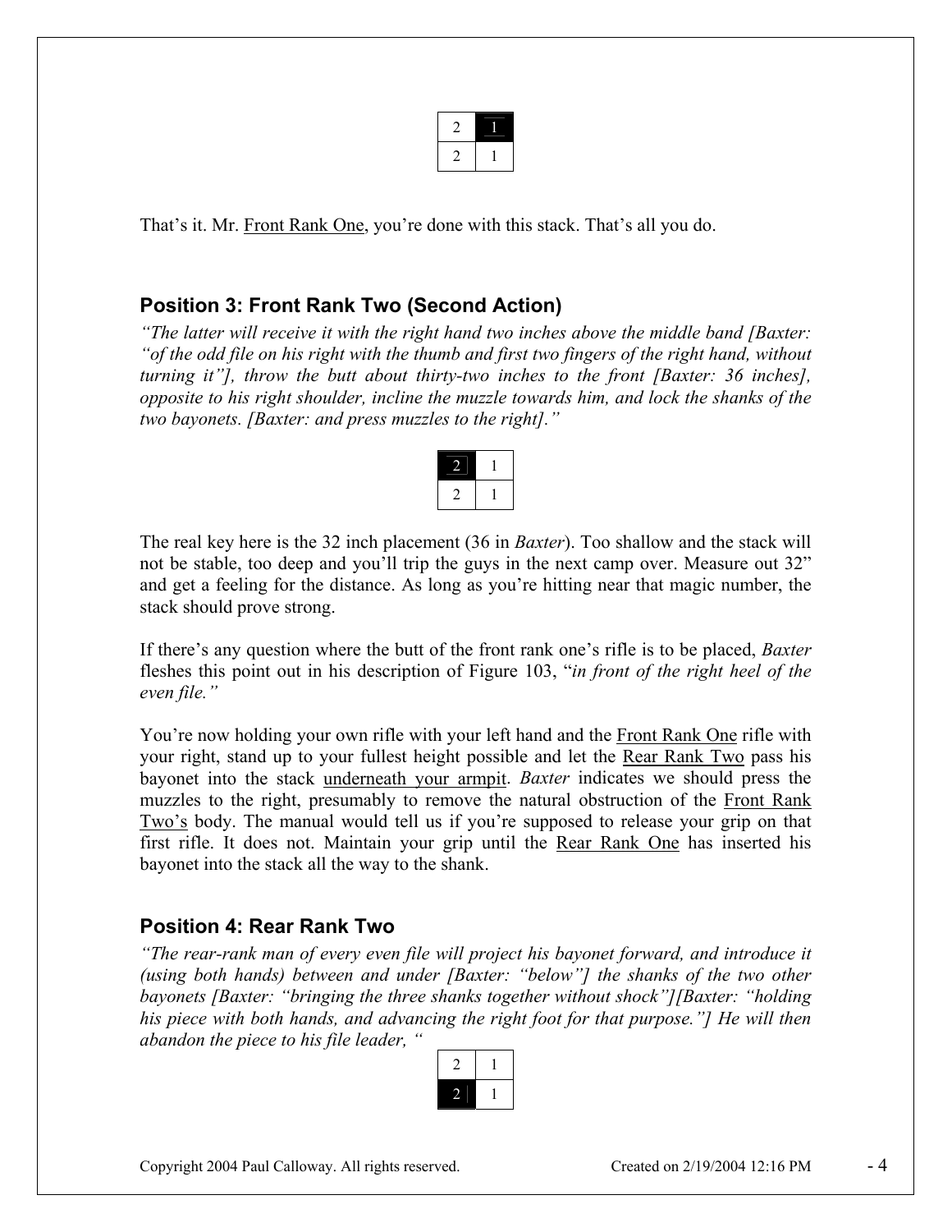| 2 | 1 |
| --- | --- |
| 2 | 1 |

That's it. Mr. Front Rank One, you're done with this stack. That's all you do.

### Position 3: Front Rank Two (Second Action)

*"The latter will receive it with the right hand two inches above the middle band [Baxter: "of the odd file on his right with the thumb and first two fingers of the right hand, without turning it"], throw the butt about thirty-two inches to the front [Baxter: 36 inches], opposite to his right shoulder, incline the muzzle towards him, and lock the shanks of the two bayonets. [Baxter: and press muzzles to the right]."*

| 2 | 1 |
| --- | --- |
| 2 | 1 |

The real key here is the 32 inch placement (36 in *Baxter*). Too shallow and the stack will not be stable, too deep and you'll trip the guys in the next camp over. Measure out 32" and get a feeling for the distance. As long as you're hitting near that magic number, the stack should prove strong.

If there's any question where the butt of the front rank one's rifle is to be placed, *Baxter* fleshes this point out in his description of Figure 103, "*in front of the right heel of the even file."*

You're now holding your own rifle with your left hand and the Front Rank One rifle with your right, stand up to your fullest height possible and let the Rear Rank Two pass his bayonet into the stack underneath your armpit. *Baxter* indicates we should press the muzzles to the right, presumably to remove the natural obstruction of the Front Rank Two's body. The manual would tell us if you're supposed to release your grip on that first rifle. It does not. Maintain your grip until the Rear Rank One has inserted his bayonet into the stack all the way to the shank.

### Position 4: Rear Rank Two

*"The rear-rank man of every even file will project his bayonet forward, and introduce it (using both hands) between and under [Baxter: "below"] the shanks of the two other bayonets [Baxter: "bringing the three shanks together without shock"][Baxter: "holding his piece with both hands, and advancing the right foot for that purpose."] He will then abandon the piece to his file leader, "*

| 2 | 1 |
| --- | --- |
| 2 | 1 |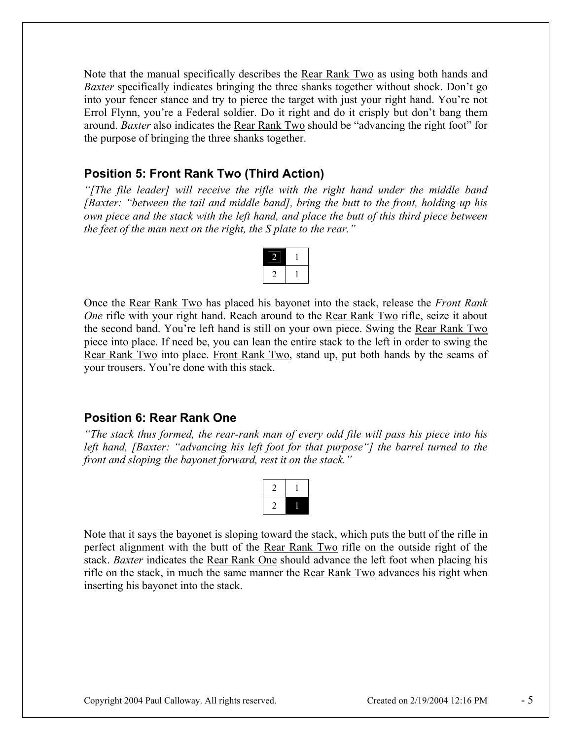Note that the manual specifically describes the Rear Rank Two as using both hands and *Baxter* specifically indicates bringing the three shanks together without shock. Don't go into your fencer stance and try to pierce the target with just your right hand. You're not Errol Flynn, you're a Federal soldier. Do it right and do it crisply but don't bang them around. *Baxter* also indicates the Rear Rank Two should be "advancing the right foot" for the purpose of bringing the three shanks together.

### Position 5: Front Rank Two (Third Action)

*"[The file leader] will receive the rifle with the right hand under the middle band [Baxter: "between the tail and middle band], bring the butt to the front, holding up his own piece and the stack with the left hand, and place the butt of this third piece between the feet of the man next on the right, the S plate to the rear."*

| 2 | 1 |
|---|---|
| 2 | 1 |

Once the Rear Rank Two has placed his bayonet into the stack, release the *Front Rank One* rifle with your right hand. Reach around to the Rear Rank Two rifle, seize it about the second band. You're left hand is still on your own piece. Swing the Rear Rank Two piece into place. If need be, you can lean the entire stack to the left in order to swing the Rear Rank Two into place. Front Rank Two, stand up, put both hands by the seams of your trousers. You're done with this stack.

### Position 6: Rear Rank One

*"The stack thus formed, the rear-rank man of every odd file will pass his piece into his left hand, [Baxter: "advancing his left foot for that purpose"] the barrel turned to the front and sloping the bayonet forward, rest it on the stack."*

| 2 | 1 |
|---|---|
| 2 | 1 |

Note that it says the bayonet is sloping toward the stack, which puts the butt of the rifle in perfect alignment with the butt of the Rear Rank Two rifle on the outside right of the stack. *Baxter* indicates the Rear Rank One should advance the left foot when placing his rifle on the stack, in much the same manner the Rear Rank Two advances his right when inserting his bayonet into the stack.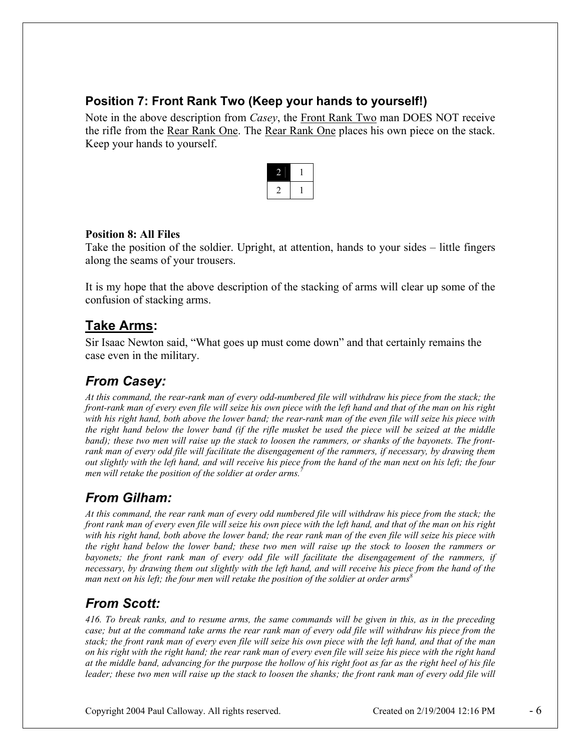### Position 7: Front Rank Two (Keep your hands to yourself!)

Note in the above description from *Casey*, the Front Rank Two man DOES NOT receive the rifle from the Rear Rank One. The Rear Rank One places his own piece on the stack. Keep your hands to yourself.

| 2 | 1 |
|---|---|
| 2 | 1 |

**Position 8: All Files**

Take the position of the soldier. Upright, at attention, hands to your sides – little fingers along the seams of your trousers.

It is my hope that the above description of the stacking of arms will clear up some of the confusion of stacking arms.

## Take Arms:

Sir Isaac Newton said, "What goes up must come down" and that certainly remains the case even in the military.

## *From Casey:*

*At this command, the rear-rank man of every odd-numbered file will withdraw his piece from the stack; the front-rank man of every even file will seize his own piece with the left hand and that of the man on his right with his right hand, both above the lower band; the rear-rank man of the even file will seize his piece with the right hand below the lower band (if the rifle musket be used the piece will be seized at the middle band); these two men will raise up the stack to loosen the rammers, or shanks of the bayonets. The front-rank man of every odd file will facilitate the disengagement of the rammers, if necessary, by drawing them out slightly with the left hand, and will receive his piece from the hand of the man next on his left; the four men will retake the position of the soldier at order arms.*[7]

## *From Gilham:*

*At this command, the rear rank man of every odd numbered file will withdraw his piece from the stack; the front rank man of every even file will seize his own piece with the left hand, and that of the man on his right with his right hand, both above the lower band; the rear rank man of the even file will seize his piece with the right hand below the lower band; these two men will raise up the stock to loosen the rammers or bayonets; the front rank man of every odd file will facilitate the disengagement of the rammers, if necessary, by drawing them out slightly with the left hand, and will receive his piece from the hand of the man next on his left; the four men will retake the position of the soldier at order arms*[8]

## *From Scott:*

*416. To break ranks, and to resume arms, the same commands will be given in this, as in the preceding case; but at the command take arms the rear rank man of every odd file will withdraw his piece from the stack; the front rank man of every even file will seize his own piece with the left hand, and that of the man on his right with the right hand; the rear rank man of every even file will seize his piece with the right hand at the middle band, advancing for the purpose the hollow of his right foot as far as the right heel of his file leader; these two men will raise up the stack to loosen the shanks; the front rank man of every odd file will*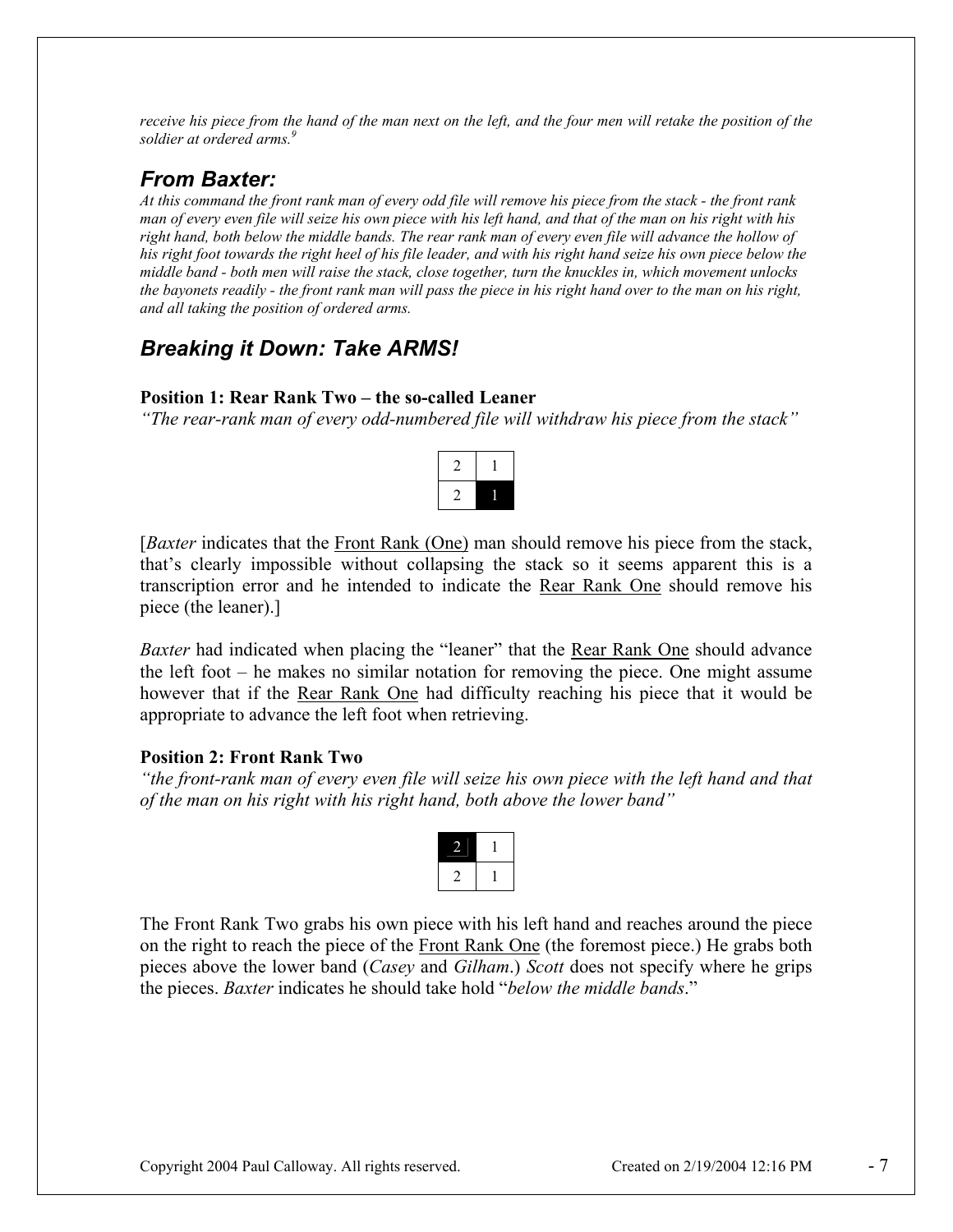*receive his piece from the hand of the man next on the left, and the four men will retake the position of the soldier at ordered arms.*[9]

## *From Baxter:*

*At this command the front rank man of every odd file will remove his piece from the stack - the front rank man of every even file will seize his own piece with his left hand, and that of the man on his right with his right hand, both below the middle bands. The rear rank man of every even file will advance the hollow of his right foot towards the right heel of his file leader, and with his right hand seize his own piece below the middle band - both men will raise the stack, close together, turn the knuckles in, which movement unlocks the bayonets readily - the front rank man will pass the piece in his right hand over to the man on his right, and all taking the position of ordered arms.*

## *Breaking it Down: Take ARMS!*

**Position 1: Rear Rank Two – the so-called Leaner**

*"The rear-rank man of every odd-numbered file will withdraw his piece from the stack"*

| 2 | 1 |
|---|---|
| 2 | **1** |

[*Baxter* indicates that the Front Rank (One) man should remove his piece from the stack, that's clearly impossible without collapsing the stack so it seems apparent this is a transcription error and he intended to indicate the Rear Rank One should remove his piece (the leaner).]

*Baxter* had indicated when placing the "leaner" that the Rear Rank One should advance the left foot – he makes no similar notation for removing the piece. One might assume however that if the Rear Rank One had difficulty reaching his piece that it would be appropriate to advance the left foot when retrieving.

**Position 2: Front Rank Two**

*"the front-rank man of every even file will seize his own piece with the left hand and that of the man on his right with his right hand, both above the lower band"*

| **2** | 1 |
|---|---|
| 2 | 1 |

The Front Rank Two grabs his own piece with his left hand and reaches around the piece on the right to reach the piece of the Front Rank One (the foremost piece.) He grabs both pieces above the lower band (*Casey* and *Gilham*.) *Scott* does not specify where he grips the pieces. *Baxter* indicates he should take hold "*below the middle bands*."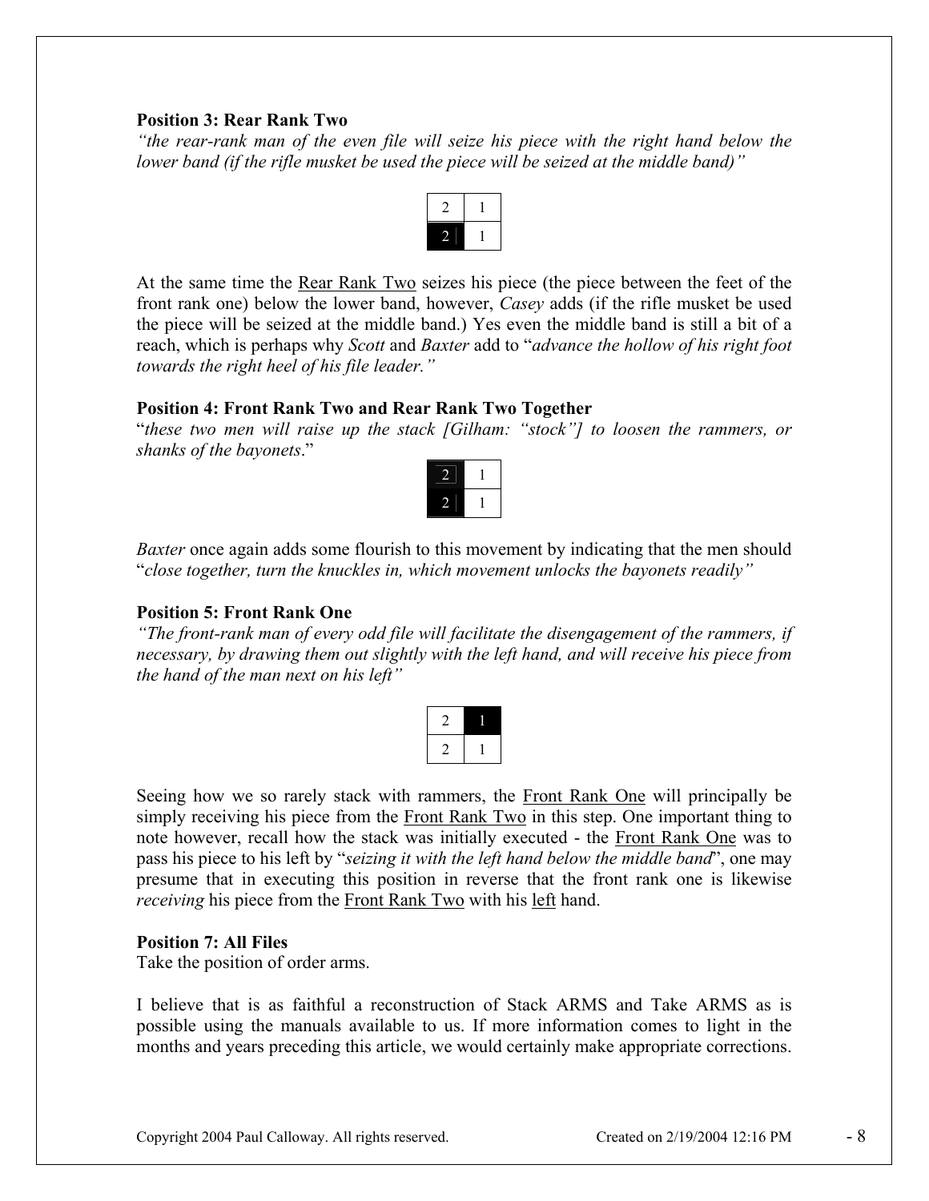**Position 3: Rear Rank Two**

*"the rear-rank man of the even file will seize his piece with the right hand below the lower band (if the rifle musket be used the piece will be seized at the middle band)"*

| 2 | 1 |
|---|---|
| **2** | 1 |

At the same time the Rear Rank Two seizes his piece (the piece between the feet of the front rank one) below the lower band, however, *Casey* adds (if the rifle musket be used the piece will be seized at the middle band.) Yes even the middle band is still a bit of a reach, which is perhaps why *Scott* and *Baxter* add to "*advance the hollow of his right foot towards the right heel of his file leader."*

**Position 4: Front Rank Two and Rear Rank Two Together**

"*these two men will raise up the stack [Gilham: "stock"] to loosen the rammers, or shanks of the bayonets*."

| **2** | 1 |
|---|---|
| **2** | 1 |

*Baxter* once again adds some flourish to this movement by indicating that the men should "*close together, turn the knuckles in, which movement unlocks the bayonets readily"*

**Position 5: Front Rank One**

*"The front-rank man of every odd file will facilitate the disengagement of the rammers, if necessary, by drawing them out slightly with the left hand, and will receive his piece from the hand of the man next on his left"*

| 2 | **1** |
|---|---|
| 2 | 1 |

Seeing how we so rarely stack with rammers, the Front Rank One will principally be simply receiving his piece from the Front Rank Two in this step. One important thing to note however, recall how the stack was initially executed - the Front Rank One was to pass his piece to his left by "*seizing it with the left hand below the middle band*", one may presume that in executing this position in reverse that the front rank one is likewise *receiving* his piece from the Front Rank Two with his left hand.

**Position 7: All Files**

Take the position of order arms.

I believe that is as faithful a reconstruction of Stack ARMS and Take ARMS as is possible using the manuals available to us. If more information comes to light in the months and years preceding this article, we would certainly make appropriate corrections.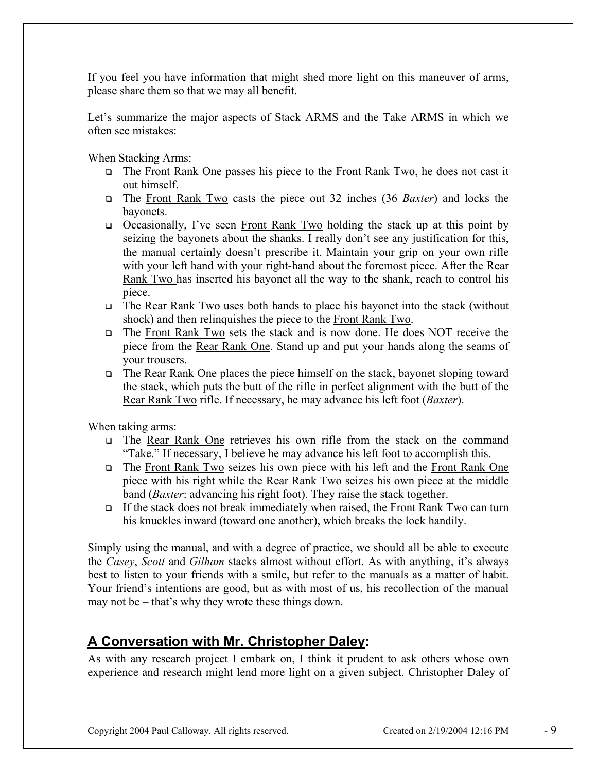If you feel you have information that might shed more light on this maneuver of arms, please share them so that we may all benefit.

Let's summarize the major aspects of Stack ARMS and the Take ARMS in which we often see mistakes:

When Stacking Arms:

- The Front Rank One passes his piece to the Front Rank Two, he does not cast it out himself.
- The Front Rank Two casts the piece out 32 inches (36 *Baxter*) and locks the bayonets.
- Occasionally, I've seen Front Rank Two holding the stack up at this point by seizing the bayonets about the shanks. I really don't see any justification for this, the manual certainly doesn't prescribe it. Maintain your grip on your own rifle with your left hand with your right-hand about the foremost piece. After the Rear Rank Two has inserted his bayonet all the way to the shank, reach to control his piece.
- The Rear Rank Two uses both hands to place his bayonet into the stack (without shock) and then relinquishes the piece to the Front Rank Two.
- The Front Rank Two sets the stack and is now done. He does NOT receive the piece from the Rear Rank One. Stand up and put your hands along the seams of your trousers.
- The Rear Rank One places the piece himself on the stack, bayonet sloping toward the stack, which puts the butt of the rifle in perfect alignment with the butt of the Rear Rank Two rifle. If necessary, he may advance his left foot (*Baxter*).

When taking arms:

- The Rear Rank One retrieves his own rifle from the stack on the command "Take." If necessary, I believe he may advance his left foot to accomplish this.
- The Front Rank Two seizes his own piece with his left and the Front Rank One piece with his right while the Rear Rank Two seizes his own piece at the middle band (*Baxter*: advancing his right foot). They raise the stack together.
- If the stack does not break immediately when raised, the Front Rank Two can turn his knuckles inward (toward one another), which breaks the lock handily.

Simply using the manual, and with a degree of practice, we should all be able to execute the *Casey*, *Scott* and *Gilham* stacks almost without effort. As with anything, it's always best to listen to your friends with a smile, but refer to the manuals as a matter of habit. Your friend's intentions are good, but as with most of us, his recollection of the manual may not be – that's why they wrote these things down.

## A Conversation with Mr. Christopher Daley:

As with any research project I embark on, I think it prudent to ask others whose own experience and research might lend more light on a given subject. Christopher Daley of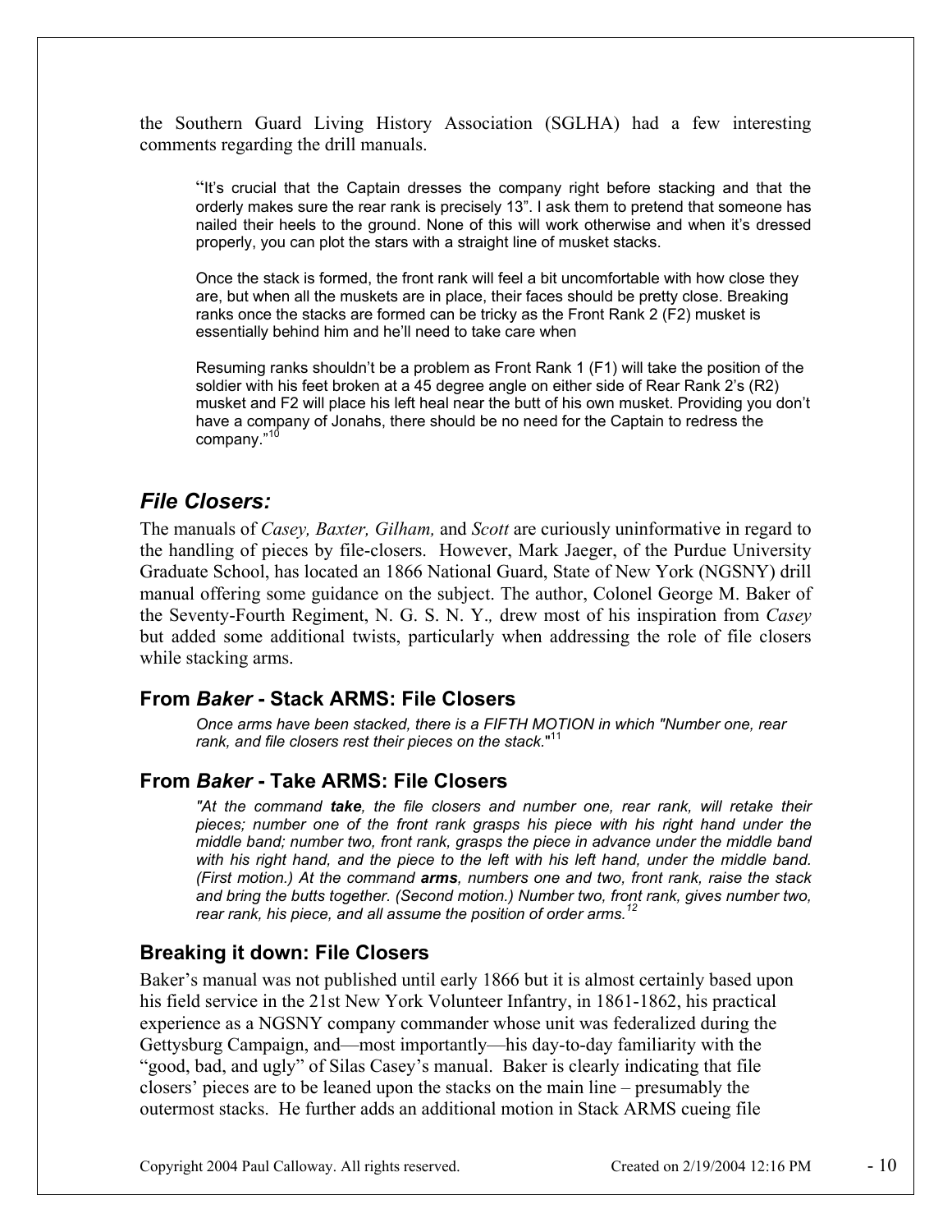the Southern Guard Living History Association (SGLHA) had a few interesting comments regarding the drill manuals.

> "It's crucial that the Captain dresses the company right before stacking and that the orderly makes sure the rear rank is precisely 13". I ask them to pretend that someone has nailed their heels to the ground. None of this will work otherwise and when it's dressed properly, you can plot the stars with a straight line of musket stacks.
>
> Once the stack is formed, the front rank will feel a bit uncomfortable with how close they are, but when all the muskets are in place, their faces should be pretty close. Breaking ranks once the stacks are formed can be tricky as the Front Rank 2 (F2) musket is essentially behind him and he'll need to take care when
>
> Resuming ranks shouldn't be a problem as Front Rank 1 (F1) will take the position of the soldier with his feet broken at a 45 degree angle on either side of Rear Rank 2's (R2) musket and F2 will place his left heal near the butt of his own musket. Providing you don't have a company of Jonahs, there should be no need for the Captain to redress the company."[10]

## *File Closers:*

The manuals of *Casey, Baxter, Gilham,* and *Scott* are curiously uninformative in regard to the handling of pieces by file-closers. However, Mark Jaeger, of the Purdue University Graduate School, has located an 1866 National Guard, State of New York (NGSNY) drill manual offering some guidance on the subject. The author, Colonel George M. Baker of the Seventy-Fourth Regiment, N. G. S. N. Y.*,* drew most of his inspiration from *Casey* but added some additional twists, particularly when addressing the role of file closers while stacking arms.

### From *Baker* - Stack ARMS: File Closers

> *Once arms have been stacked, there is a FIFTH MOTION in which "Number one, rear rank, and file closers rest their pieces on the stack."*[11]

### From *Baker* - Take ARMS: File Closers

> *"At the command **take**, the file closers and number one, rear rank, will retake their pieces; number one of the front rank grasps his piece with his right hand under the middle band; number two, front rank, grasps the piece in advance under the middle band with his right hand, and the piece to the left with his left hand, under the middle band. (First motion.) At the command **arms**, numbers one and two, front rank, raise the stack and bring the butts together. (Second motion.) Number two, front rank, gives number two, rear rank, his piece, and all assume the position of order arms.*[12]

### Breaking it down: File Closers

Baker's manual was not published until early 1866 but it is almost certainly based upon his field service in the 21st New York Volunteer Infantry, in 1861-1862, his practical experience as a NGSNY company commander whose unit was federalized during the Gettysburg Campaign, and—most importantly—his day-to-day familiarity with the "good, bad, and ugly" of Silas Casey's manual. Baker is clearly indicating that file closers' pieces are to be leaned upon the stacks on the main line – presumably the outermost stacks. He further adds an additional motion in Stack ARMS cueing file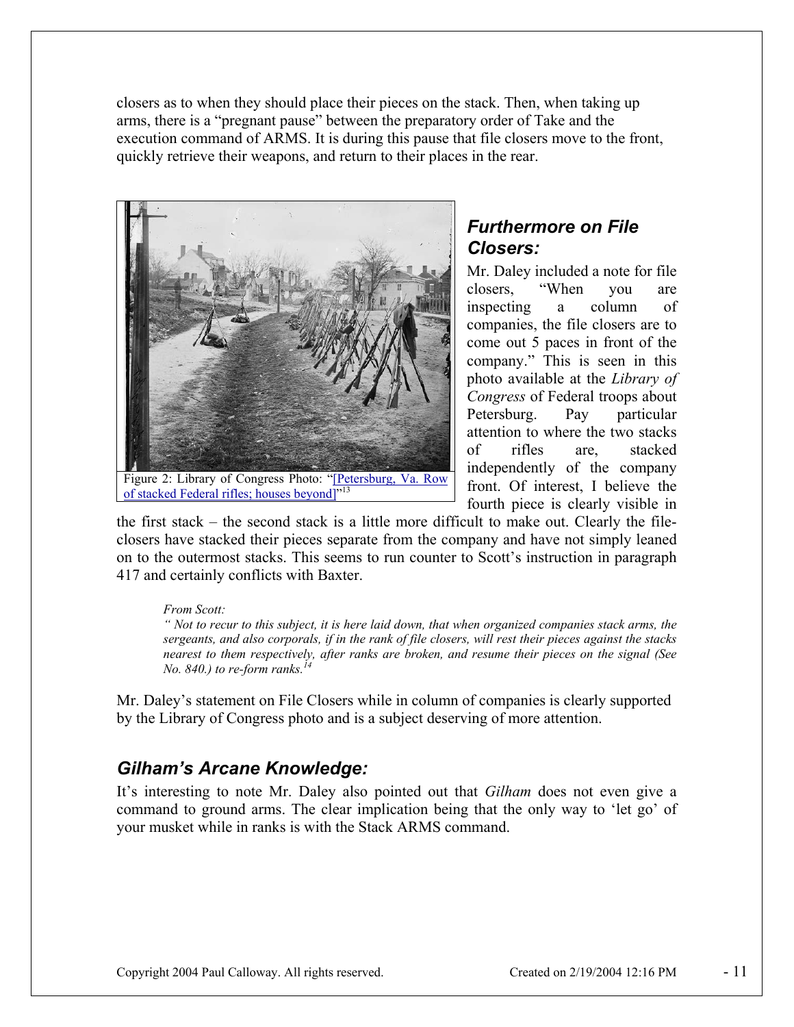closers as to when they should place their pieces on the stack. Then, when taking up arms, there is a "pregnant pause" between the preparatory order of Take and the execution command of ARMS. It is during this pause that file closers move to the front, quickly retrieve their weapons, and return to their places in the rear.

Figure 2: Library of Congress Photo: "[Petersburg, Va. Row of stacked Federal rifles; houses beyond]"[13]

### *Furthermore on File Closers:*

Mr. Daley included a note for file closers, "When you are inspecting a column of companies, the file closers are to come out 5 paces in front of the company." This is seen in this photo available at the *Library of Congress* of Federal troops about Petersburg. Pay particular attention to where the two stacks of rifles are, stacked independently of the company front. Of interest, I believe the fourth piece is clearly visible in the first stack – the second stack is a little more difficult to make out. Clearly the file-closers have stacked their pieces separate from the company and have not simply leaned on to the outermost stacks. This seems to run counter to Scott's instruction in paragraph 417 and certainly conflicts with Baxter.

> *From Scott:*
>
> *" Not to recur to this subject, it is here laid down, that when organized companies stack arms, the sergeants, and also corporals, if in the rank of file closers, will rest their pieces against the stacks nearest to them respectively, after ranks are broken, and resume their pieces on the signal (See No. 840.) to re-form ranks.[14]*

Mr. Daley's statement on File Closers while in column of companies is clearly supported by the Library of Congress photo and is a subject deserving of more attention.

### *Gilham's Arcane Knowledge:*

It's interesting to note Mr. Daley also pointed out that *Gilham* does not even give a command to ground arms. The clear implication being that the only way to 'let go' of your musket while in ranks is with the Stack ARMS command.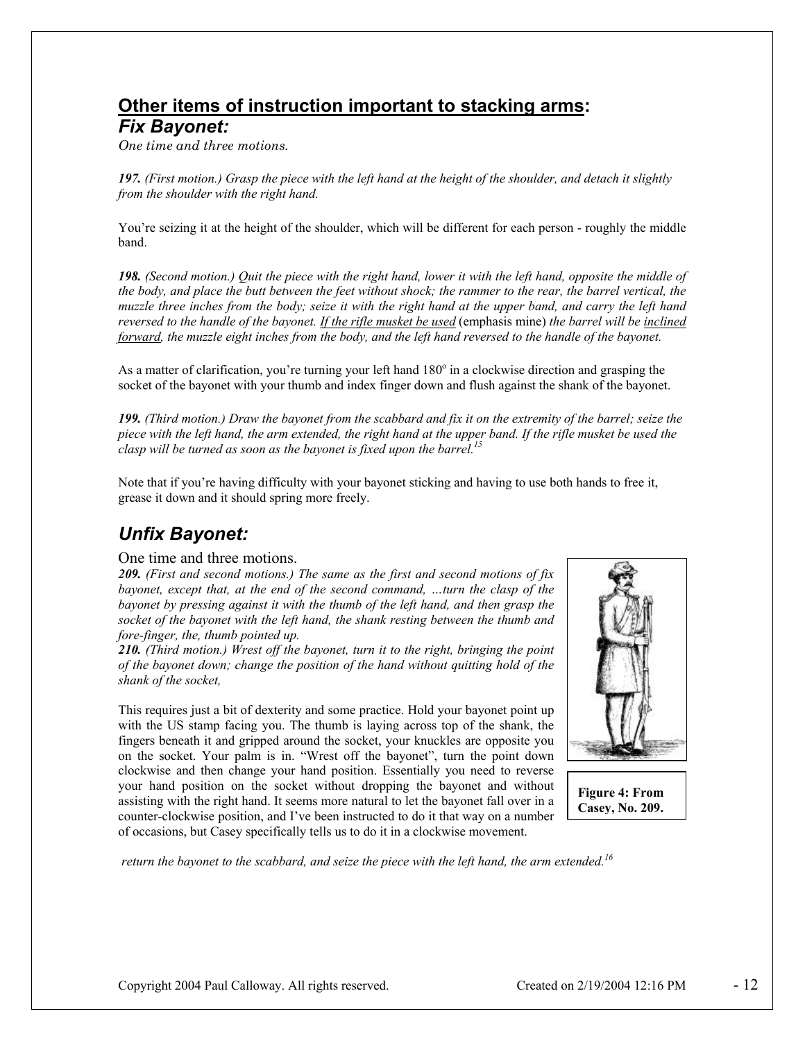## <u>Other items of instruction important to stacking arms</u>:

### *Fix Bayonet:*

*One time and three motions.*

***197.** (First motion.) Grasp the piece with the left hand at the height of the shoulder, and detach it slightly from the shoulder with the right hand.*

You're seizing it at the height of the shoulder, which will be different for each person - roughly the middle band.

***198.** (Second motion.) Quit the piece with the right hand, lower it with the left hand, opposite the middle of the body, and place the butt between the feet without shock; the rammer to the rear, the barrel vertical, the muzzle three inches from the body; seize it with the right hand at the upper band, and carry the left hand reversed to the handle of the bayonet. <u>If the rifle musket be used</u>* (emphasis mine) *the barrel will be <u>inclined forward</u>, the muzzle eight inches from the body, and the left hand reversed to the handle of the bayonet.*

As a matter of clarification, you're turning your left hand 180º in a clockwise direction and grasping the socket of the bayonet with your thumb and index finger down and flush against the shank of the bayonet.

***199.** (Third motion.) Draw the bayonet from the scabbard and fix it on the extremity of the barrel; seize the piece with the left hand, the arm extended, the right hand at the upper band. If the rifle musket be used the clasp will be turned as soon as the bayonet is fixed upon the barrel.*[15]

Note that if you're having difficulty with your bayonet sticking and having to use both hands to free it, grease it down and it should spring more freely.

### *Unfix Bayonet:*

One time and three motions.

***209.** (First and second motions.) The same as the first and second motions of fix bayonet, except that, at the end of the second command, …turn the clasp of the bayonet by pressing against it with the thumb of the left hand, and then grasp the socket of the bayonet with the left hand, the shank resting between the thumb and fore-finger, the, thumb pointed up.*

***210.** (Third motion.) Wrest off the bayonet, turn it to the right, bringing the point of the bayonet down; change the position of the hand without quitting hold of the shank of the socket,*

This requires just a bit of dexterity and some practice. Hold your bayonet point up with the US stamp facing you. The thumb is laying across top of the shank, the fingers beneath it and gripped around the socket, your knuckles are opposite you on the socket. Your palm is in. "Wrest off the bayonet", turn the point down clockwise and then change your hand position. Essentially you need to reverse your hand position on the socket without dropping the bayonet and without assisting with the right hand. It seems more natural to let the bayonet fall over in a counter-clockwise position, and I've been instructed to do it that way on a number of occasions, but Casey specifically tells us to do it in a clockwise movement.

**Figure 4: From Casey, No. 209.**

*return the bayonet to the scabbard, and seize the piece with the left hand, the arm extended.*[16]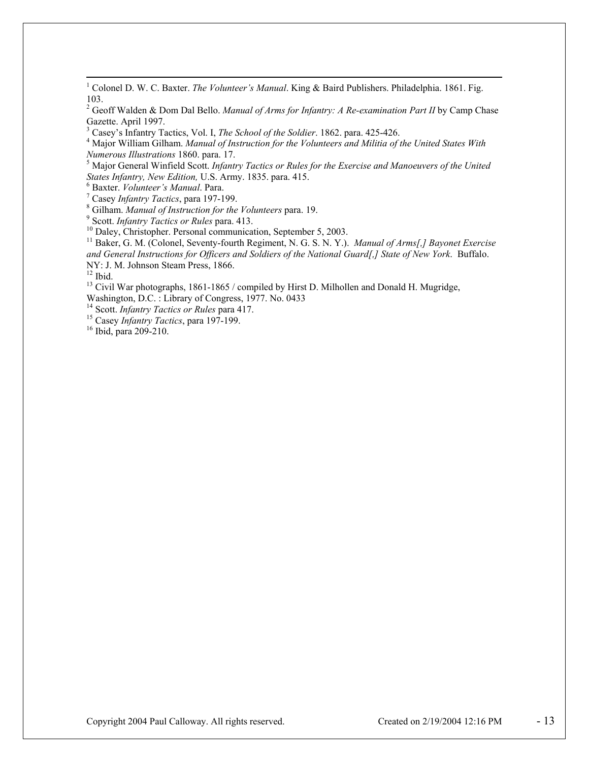[1] Colonel D. W. C. Baxter. *The Volunteer's Manual*. King & Baird Publishers. Philadelphia. 1861. Fig. 103.

[2] Geoff Walden & Dom Dal Bello. *Manual of Arms for Infantry: A Re-examination Part II* by Camp Chase Gazette. April 1997.

[3] Casey's Infantry Tactics, Vol. I, *The School of the Soldier*. 1862. para. 425-426.

[4] Major William Gilham. *Manual of Instruction for the Volunteers and Militia of the United States With Numerous Illustrations* 1860. para. 17.

[5] Major General Winfield Scott. *Infantry Tactics or Rules for the Exercise and Manoeuvers of the United States Infantry, New Edition,* U.S. Army. 1835. para. 415.

[6] Baxter. *Volunteer's Manual*. Para.

[7] Casey *Infantry Tactics*, para 197-199.

[8] Gilham. *Manual of Instruction for the Volunteers* para. 19.

[9] Scott. *Infantry Tactics or Rules* para. 413.

[10] Daley, Christopher. Personal communication, September 5, 2003.

[11] Baker, G. M. (Colonel, Seventy-fourth Regiment, N. G. S. N. Y.). *Manual of Arms[,] Bayonet Exercise and General Instructions for Officers and Soldiers of the National Guard[,] State of New York*. Buffalo. NY: J. M. Johnson Steam Press, 1866.

[12] Ibid.

[13] Civil War photographs, 1861-1865 / compiled by Hirst D. Milhollen and Donald H. Mugridge, Washington, D.C. : Library of Congress, 1977. No. 0433

[14] Scott. *Infantry Tactics or Rules* para 417.

[15] Casey *Infantry Tactics*, para 197-199.

[16] Ibid, para 209-210.